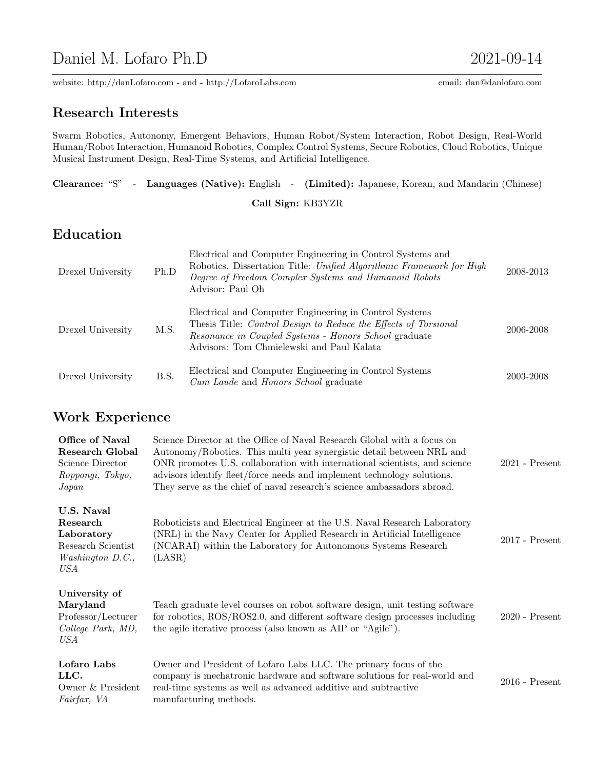# Daniel M. Lofaro Ph.D

2021-09-14

website: http://danLofaro.com - and - http://LofaroLabs.com | email: dan@danlofaro.com

## Research Interests

Swarm Robotics, Autonomy, Emergent Behaviors, Human Robot/System Interaction, Robot Design, Real-World Human/Robot Interaction, Humanoid Robotics, Complex Control Systems, Secure Robotics, Cloud Robotics, Unique Musical Instrument Design, Real-Time Systems, and Artificial Intelligence.

**Clearance:** "S" - **Languages (Native):** English - **(Limited):** Japanese, Korean, and Mandarin (Chinese)

**Call Sign:** KB3YZR

## Education

| | | | |
|---|---|---|---|
| Drexel University | Ph.D | Electrical and Computer Engineering in Control Systems and Robotics. Dissertation Title: *Unified Algorithmic Framework for High Degree of Freedom Complex Systems and Humanoid Robots* Advisor: Paul Oh | 2008-2013 |
| Drexel University | M.S. | Electrical and Computer Engineering in Control Systems Thesis Title: *Control Design to Reduce the Effects of Torsional Resonance in Coupled Systems - Honors School* graduate Advisors: Tom Chmielewski and Paul Kalata | 2006-2008 |
| Drexel University | B.S. | Electrical and Computer Engineering in Control Systems *Cum Laude* and *Honors School* graduate | 2003-2008 |

## Work Experience

| | | |
|---|---|---|
| **Office of Naval Research Global** Science Director *Roppongi, Tokyo, Japan* | Science Director at the Office of Naval Research Global with a focus on Autonomy/Robotics. This multi year synergistic detail between NRL and ONR promotes U.S. collaboration with international scientists, and science advisors identify fleet/force needs and implement technology solutions. They serve as the chief of naval research's science ambassadors abroad. | 2021 - Present |
| **U.S. Naval Research Laboratory** Research Scientist *Washington D.C., USA* | Roboticists and Electrical Engineer at the U.S. Naval Research Laboratory (NRL) in the Navy Center for Applied Research in Artificial Intelligence (NCARAI) within the Laboratory for Autonomous Systems Research (LASR) | 2017 - Present |
| **University of Maryland** Professor/Lecturer *College Park, MD, USA* | Teach graduate level courses on robot software design, unit testing software for robotics, ROS/ROS2.0, and different software design processes including the agile iterative process (also known as AIP or "Agile"). | 2020 - Present |
| **Lofaro Labs LLC.** Owner & President *Fairfax, VA* | Owner and President of Lofaro Labs LLC. The primary focus of the company is mechatronic hardware and software solutions for real-world and real-time systems as well as advanced additive and subtractive manufacturing methods. | 2016 - Present |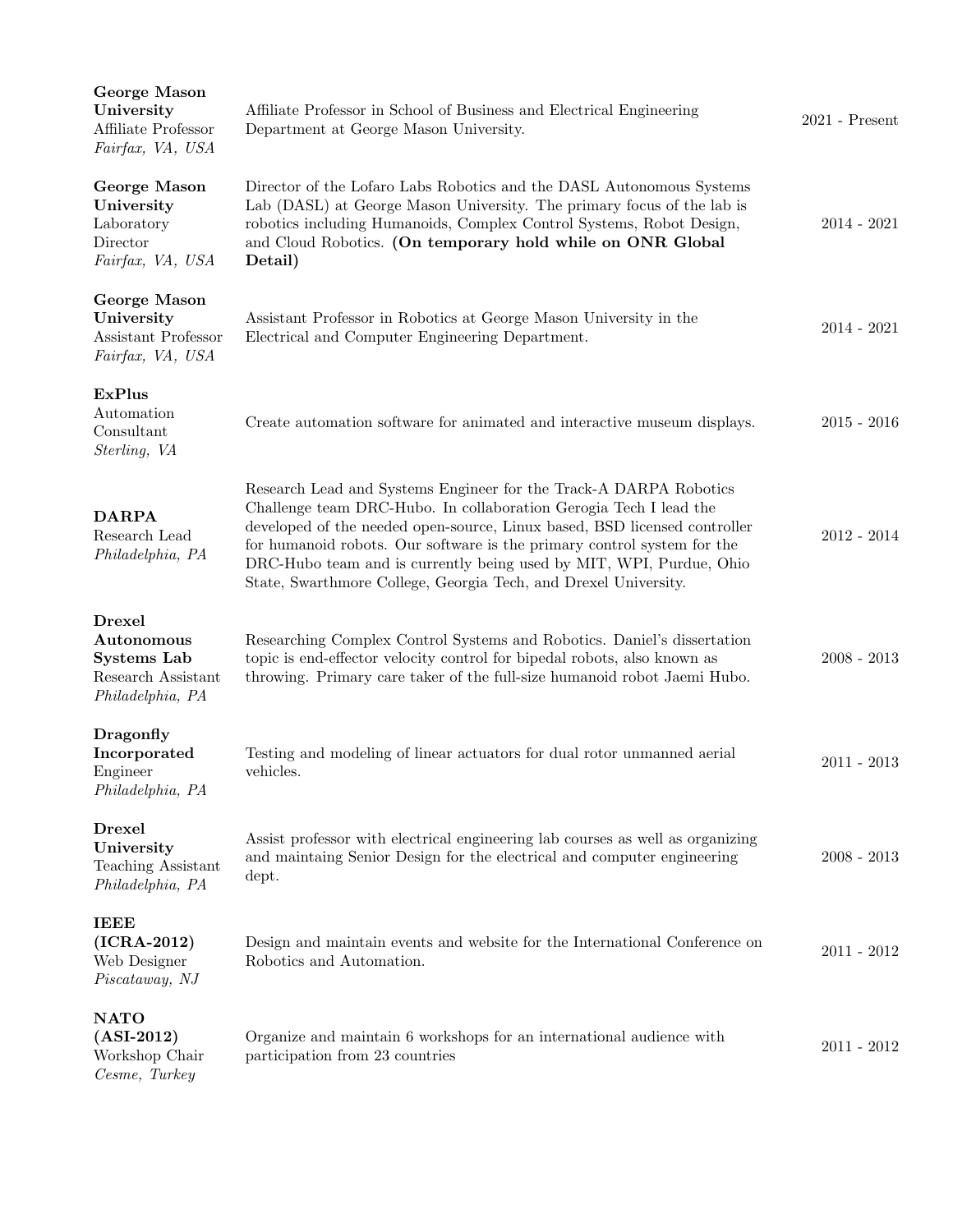**George Mason University**
Affiliate Professor
*Fairfax, VA, USA*

Affiliate Professor in School of Business and Electrical Engineering Department at George Mason University.

2021 - Present

**George Mason University**
Laboratory Director
*Fairfax, VA, USA*

Director of the Lofaro Labs Robotics and the DASL Autonomous Systems Lab (DASL) at George Mason University. The primary focus of the lab is robotics including Humanoids, Complex Control Systems, Robot Design, and Cloud Robotics. **(On temporary hold while on ONR Global Detail)**

2014 - 2021

**George Mason University**
Assistant Professor
*Fairfax, VA, USA*

Assistant Professor in Robotics at George Mason University in the Electrical and Computer Engineering Department.

2014 - 2021

**ExPlus**
Automation Consultant
*Sterling, VA*

Create automation software for animated and interactive museum displays.

2015 - 2016

**DARPA**
Research Lead
*Philadelphia, PA*

Research Lead and Systems Engineer for the Track-A DARPA Robotics Challenge team DRC-Hubo. In collaboration Gerogia Tech I lead the developed of the needed open-source, Linux based, BSD licensed controller for humanoid robots. Our software is the primary control system for the DRC-Hubo team and is currently being used by MIT, WPI, Purdue, Ohio State, Swarthmore College, Georgia Tech, and Drexel University.

2012 - 2014

**Drexel Autonomous Systems Lab**
Research Assistant
*Philadelphia, PA*

Researching Complex Control Systems and Robotics. Daniel's dissertation topic is end-effector velocity control for bipedal robots, also known as throwing. Primary care taker of the full-size humanoid robot Jaemi Hubo.

2008 - 2013

**Dragonfly Incorporated**
Engineer
*Philadelphia, PA*

Testing and modeling of linear actuators for dual rotor unmanned aerial vehicles.

2011 - 2013

**Drexel University**
Teaching Assistant
*Philadelphia, PA*

Assist professor with electrical engineering lab courses as well as organizing and maintaing Senior Design for the electrical and computer engineering dept.

2008 - 2013

**IEEE (ICRA-2012)**
Web Designer
*Piscataway, NJ*

Design and maintain events and website for the International Conference on Robotics and Automation.

2011 - 2012

**NATO (ASI-2012)**
Workshop Chair
*Cesme, Turkey*

Organize and maintain 6 workshops for an international audience with participation from 23 countries

2011 - 2012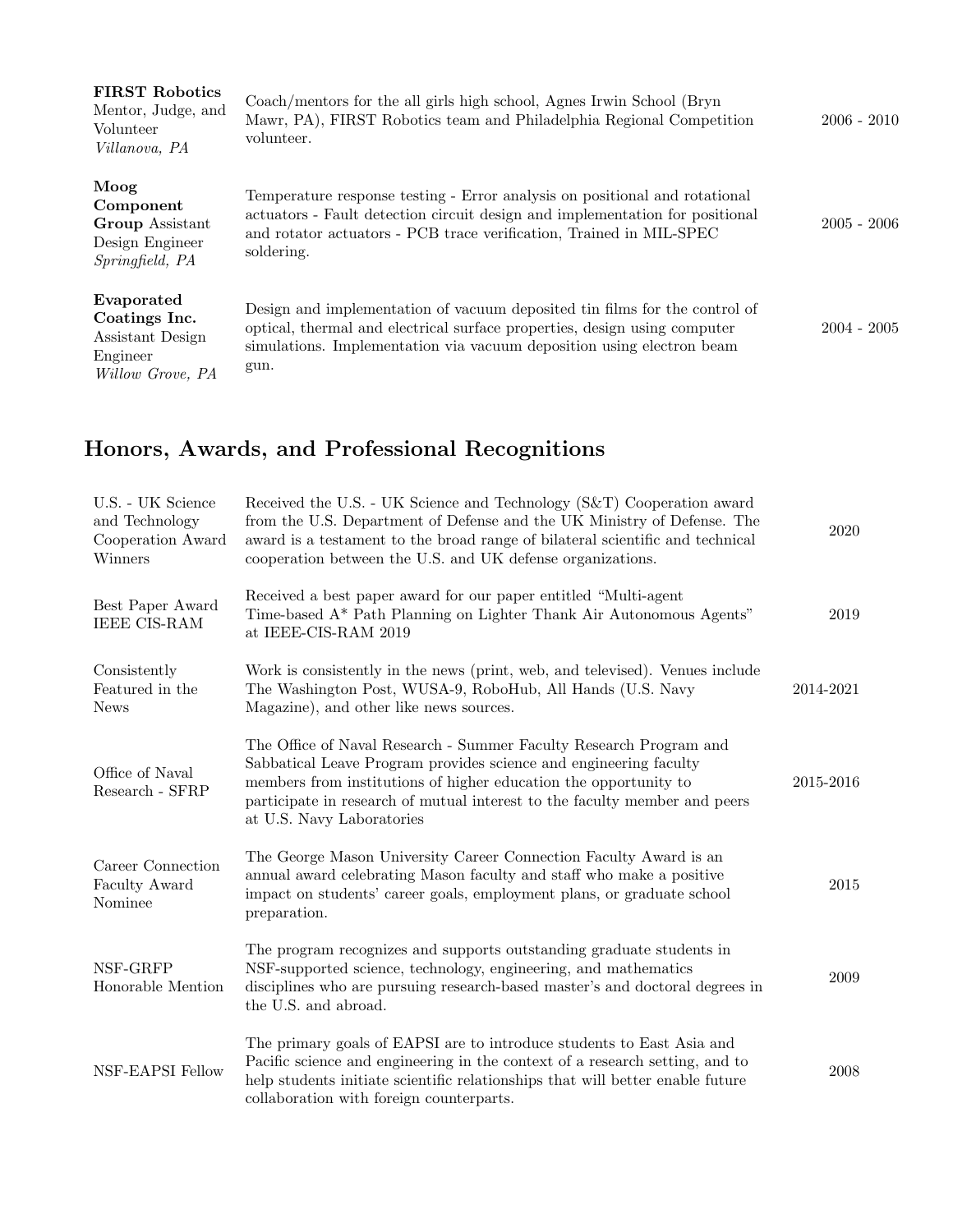| | | |
|---|---|---|
| **FIRST Robotics** Mentor, Judge, and Volunteer *Villanova, PA* | Coach/mentors for the all girls high school, Agnes Irwin School (Bryn Mawr, PA), FIRST Robotics team and Philadelphia Regional Competition volunteer. | 2006 - 2010 |
| **Moog Component Group** Assistant Design Engineer *Springfield, PA* | Temperature response testing - Error analysis on positional and rotational actuators - Fault detection circuit design and implementation for positional and rotator actuators - PCB trace verification, Trained in MIL-SPEC soldering. | 2005 - 2006 |
| **Evaporated Coatings Inc.** Assistant Design Engineer *Willow Grove, PA* | Design and implementation of vacuum deposited tin films for the control of optical, thermal and electrical surface properties, design using computer simulations. Implementation via vacuum deposition using electron beam gun. | 2004 - 2005 |

## Honors, Awards, and Professional Recognitions

| | | |
|---|---|---|
| U.S. - UK Science and Technology Cooperation Award Winners | Received the U.S. - UK Science and Technology (S&T) Cooperation award from the U.S. Department of Defense and the UK Ministry of Defense. The award is a testament to the broad range of bilateral scientific and technical cooperation between the U.S. and UK defense organizations. | 2020 |
| Best Paper Award IEEE CIS-RAM | Received a best paper award for our paper entitled "Multi-agent Time-based A* Path Planning on Lighter Thank Air Autonomous Agents" at IEEE-CIS-RAM 2019 | 2019 |
| Consistently Featured in the News | Work is consistently in the news (print, web, and televised). Venues include The Washington Post, WUSA-9, RoboHub, All Hands (U.S. Navy Magazine), and other like news sources. | 2014-2021 |
| Office of Naval Research - SFRP | The Office of Naval Research - Summer Faculty Research Program and Sabbatical Leave Program provides science and engineering faculty members from institutions of higher education the opportunity to participate in research of mutual interest to the faculty member and peers at U.S. Navy Laboratories | 2015-2016 |
| Career Connection Faculty Award Nominee | The George Mason University Career Connection Faculty Award is an annual award celebrating Mason faculty and staff who make a positive impact on students' career goals, employment plans, or graduate school preparation. | 2015 |
| NSF-GRFP Honorable Mention | The program recognizes and supports outstanding graduate students in NSF-supported science, technology, engineering, and mathematics disciplines who are pursuing research-based master's and doctoral degrees in the U.S. and abroad. | 2009 |
| NSF-EAPSI Fellow | The primary goals of EAPSI are to introduce students to East Asia and Pacific science and engineering in the context of a research setting, and to help students initiate scientific relationships that will better enable future collaboration with foreign counterparts. | 2008 |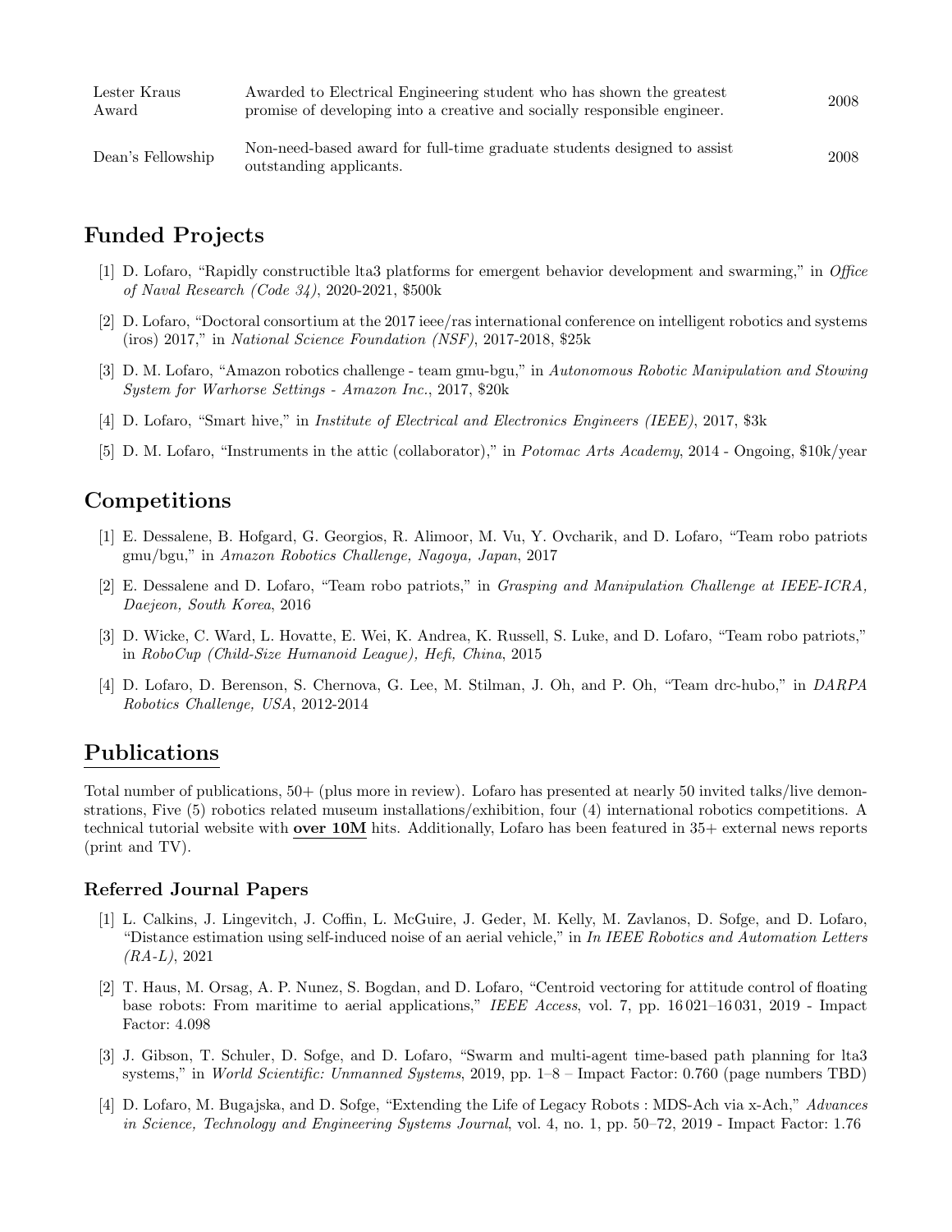| | | |
|---|---|---|
| Lester Kraus Award | Awarded to Electrical Engineering student who has shown the greatest promise of developing into a creative and socially responsible engineer. | 2008 |
| Dean's Fellowship | Non-need-based award for full-time graduate students designed to assist outstanding applicants. | 2008 |

## Funded Projects

[1] D. Lofaro, "Rapidly constructible lta3 platforms for emergent behavior development and swarming," in *Office of Naval Research (Code 34)*, 2020-2021, $500k

[2] D. Lofaro, "Doctoral consortium at the 2017 ieee/ras international conference on intelligent robotics and systems (iros) 2017," in *National Science Foundation (NSF)*, 2017-2018, $25k

[3] D. M. Lofaro, "Amazon robotics challenge - team gmu-bgu," in *Autonomous Robotic Manipulation and Stowing System for Warhorse Settings - Amazon Inc.*, 2017, $20k

[4] D. Lofaro, "Smart hive," in *Institute of Electrical and Electronics Engineers (IEEE)*, 2017, $3k

[5] D. M. Lofaro, "Instruments in the attic (collaborator)," in *Potomac Arts Academy*, 2014 - Ongoing, $10k/year

## Competitions

[1] E. Dessalene, B. Hofgard, G. Georgios, R. Alimoor, M. Vu, Y. Ovcharik, and D. Lofaro, "Team robo patriots gmu/bgu," in *Amazon Robotics Challenge, Nagoya, Japan*, 2017

[2] E. Dessalene and D. Lofaro, "Team robo patriots," in *Grasping and Manipulation Challenge at IEEE-ICRA, Daejeon, South Korea*, 2016

[3] D. Wicke, C. Ward, L. Hovatte, E. Wei, K. Andrea, K. Russell, S. Luke, and D. Lofaro, "Team robo patriots," in *RoboCup (Child-Size Humanoid League), Hefi, China*, 2015

[4] D. Lofaro, D. Berenson, S. Chernova, G. Lee, M. Stilman, J. Oh, and P. Oh, "Team drc-hubo," in *DARPA Robotics Challenge, USA*, 2012-2014

## Publications

Total number of publications, 50+ (plus more in review). Lofaro has presented at nearly 50 invited talks/live demonstrations, Five (5) robotics related museum installations/exhibition, four (4) international robotics competitions. A technical tutorial website with **over 10M** hits. Additionally, Lofaro has been featured in 35+ external news reports (print and TV).

### Referred Journal Papers

[1] L. Calkins, J. Lingevitch, J. Coffin, L. McGuire, J. Geder, M. Kelly, M. Zavlanos, D. Sofge, and D. Lofaro, "Distance estimation using self-induced noise of an aerial vehicle," in *In IEEE Robotics and Automation Letters (RA-L)*, 2021

[2] T. Haus, M. Orsag, A. P. Nunez, S. Bogdan, and D. Lofaro, "Centroid vectoring for attitude control of floating base robots: From maritime to aerial applications," *IEEE Access*, vol. 7, pp. 16 021–16 031, 2019 - Impact Factor: 4.098

[3] J. Gibson, T. Schuler, D. Sofge, and D. Lofaro, "Swarm and multi-agent time-based path planning for lta3 systems," in *World Scientific: Unmanned Systems*, 2019, pp. 1–8 – Impact Factor: 0.760 (page numbers TBD)

[4] D. Lofaro, M. Bugajska, and D. Sofge, "Extending the Life of Legacy Robots : MDS-Ach via x-Ach," *Advances in Science, Technology and Engineering Systems Journal*, vol. 4, no. 1, pp. 50–72, 2019 - Impact Factor: 1.76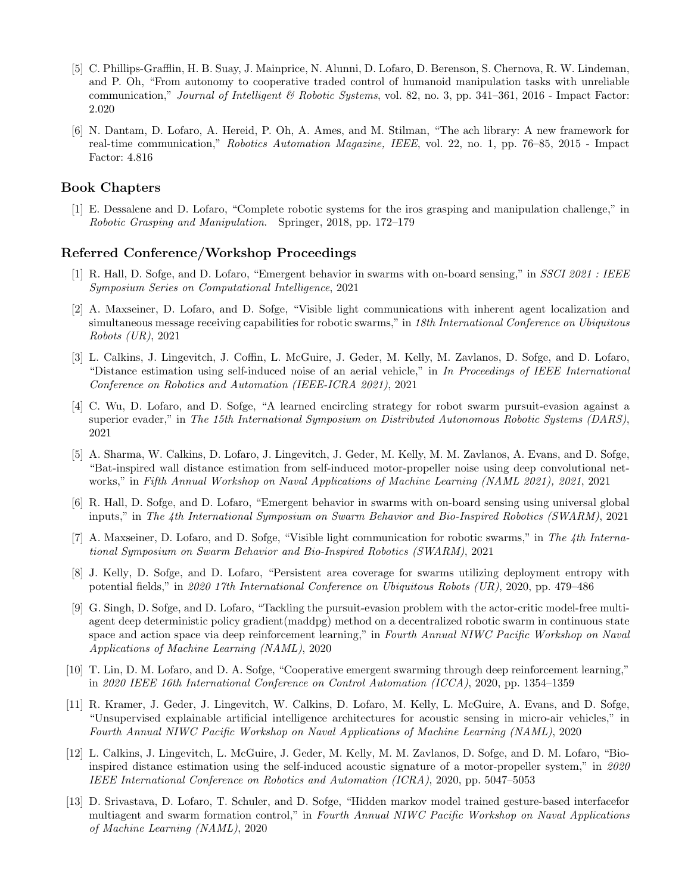[5] C. Phillips-Grafflin, H. B. Suay, J. Mainprice, N. Alunni, D. Lofaro, D. Berenson, S. Chernova, R. W. Lindeman, and P. Oh, "From autonomy to cooperative traded control of humanoid manipulation tasks with unreliable communication," *Journal of Intelligent & Robotic Systems*, vol. 82, no. 3, pp. 341–361, 2016 - Impact Factor: 2.020

[6] N. Dantam, D. Lofaro, A. Hereid, P. Oh, A. Ames, and M. Stilman, "The ach library: A new framework for real-time communication," *Robotics Automation Magazine, IEEE*, vol. 22, no. 1, pp. 76–85, 2015 - Impact Factor: 4.816

## Book Chapters

[1] E. Dessalene and D. Lofaro, "Complete robotic systems for the iros grasping and manipulation challenge," in *Robotic Grasping and Manipulation*. Springer, 2018, pp. 172–179

## Referred Conference/Workshop Proceedings

[1] R. Hall, D. Sofge, and D. Lofaro, "Emergent behavior in swarms with on-board sensing," in *SSCI 2021 : IEEE Symposium Series on Computational Intelligence*, 2021

[2] A. Maxseiner, D. Lofaro, and D. Sofge, "Visible light communications with inherent agent localization and simultaneous message receiving capabilities for robotic swarms," in *18th International Conference on Ubiquitous Robots (UR)*, 2021

[3] L. Calkins, J. Lingevitch, J. Coffin, L. McGuire, J. Geder, M. Kelly, M. Zavlanos, D. Sofge, and D. Lofaro, "Distance estimation using self-induced noise of an aerial vehicle," in *In Proceedings of IEEE International Conference on Robotics and Automation (IEEE-ICRA 2021)*, 2021

[4] C. Wu, D. Lofaro, and D. Sofge, "A learned encircling strategy for robot swarm pursuit-evasion against a superior evader," in *The 15th International Symposium on Distributed Autonomous Robotic Systems (DARS)*, 2021

[5] A. Sharma, W. Calkins, D. Lofaro, J. Lingevitch, J. Geder, M. Kelly, M. M. Zavlanos, A. Evans, and D. Sofge, "Bat-inspired wall distance estimation from self-induced motor-propeller noise using deep convolutional networks," in *Fifth Annual Workshop on Naval Applications of Machine Learning (NAML 2021), 2021*, 2021

[6] R. Hall, D. Sofge, and D. Lofaro, "Emergent behavior in swarms with on-board sensing using universal global inputs," in *The 4th International Symposium on Swarm Behavior and Bio-Inspired Robotics (SWARM)*, 2021

[7] A. Maxseiner, D. Lofaro, and D. Sofge, "Visible light communication for robotic swarms," in *The 4th International Symposium on Swarm Behavior and Bio-Inspired Robotics (SWARM)*, 2021

[8] J. Kelly, D. Sofge, and D. Lofaro, "Persistent area coverage for swarms utilizing deployment entropy with potential fields," in *2020 17th International Conference on Ubiquitous Robots (UR)*, 2020, pp. 479–486

[9] G. Singh, D. Sofge, and D. Lofaro, "Tackling the pursuit-evasion problem with the actor-critic model-free multi-agent deep deterministic policy gradient(maddpg) method on a decentralized robotic swarm in continuous state space and action space via deep reinforcement learning," in *Fourth Annual NIWC Pacific Workshop on Naval Applications of Machine Learning (NAML)*, 2020

[10] T. Lin, D. M. Lofaro, and D. A. Sofge, "Cooperative emergent swarming through deep reinforcement learning," in *2020 IEEE 16th International Conference on Control Automation (ICCA)*, 2020, pp. 1354–1359

[11] R. Kramer, J. Geder, J. Lingevitch, W. Calkins, D. Lofaro, M. Kelly, L. McGuire, A. Evans, and D. Sofge, "Unsupervised explainable artificial intelligence architectures for acoustic sensing in micro-air vehicles," in *Fourth Annual NIWC Pacific Workshop on Naval Applications of Machine Learning (NAML)*, 2020

[12] L. Calkins, J. Lingevitch, L. McGuire, J. Geder, M. Kelly, M. M. Zavlanos, D. Sofge, and D. M. Lofaro, "Bio-inspired distance estimation using the self-induced acoustic signature of a motor-propeller system," in *2020 IEEE International Conference on Robotics and Automation (ICRA)*, 2020, pp. 5047–5053

[13] D. Srivastava, D. Lofaro, T. Schuler, and D. Sofge, "Hidden markov model trained gesture-based interfacefor multiagent and swarm formation control," in *Fourth Annual NIWC Pacific Workshop on Naval Applications of Machine Learning (NAML)*, 2020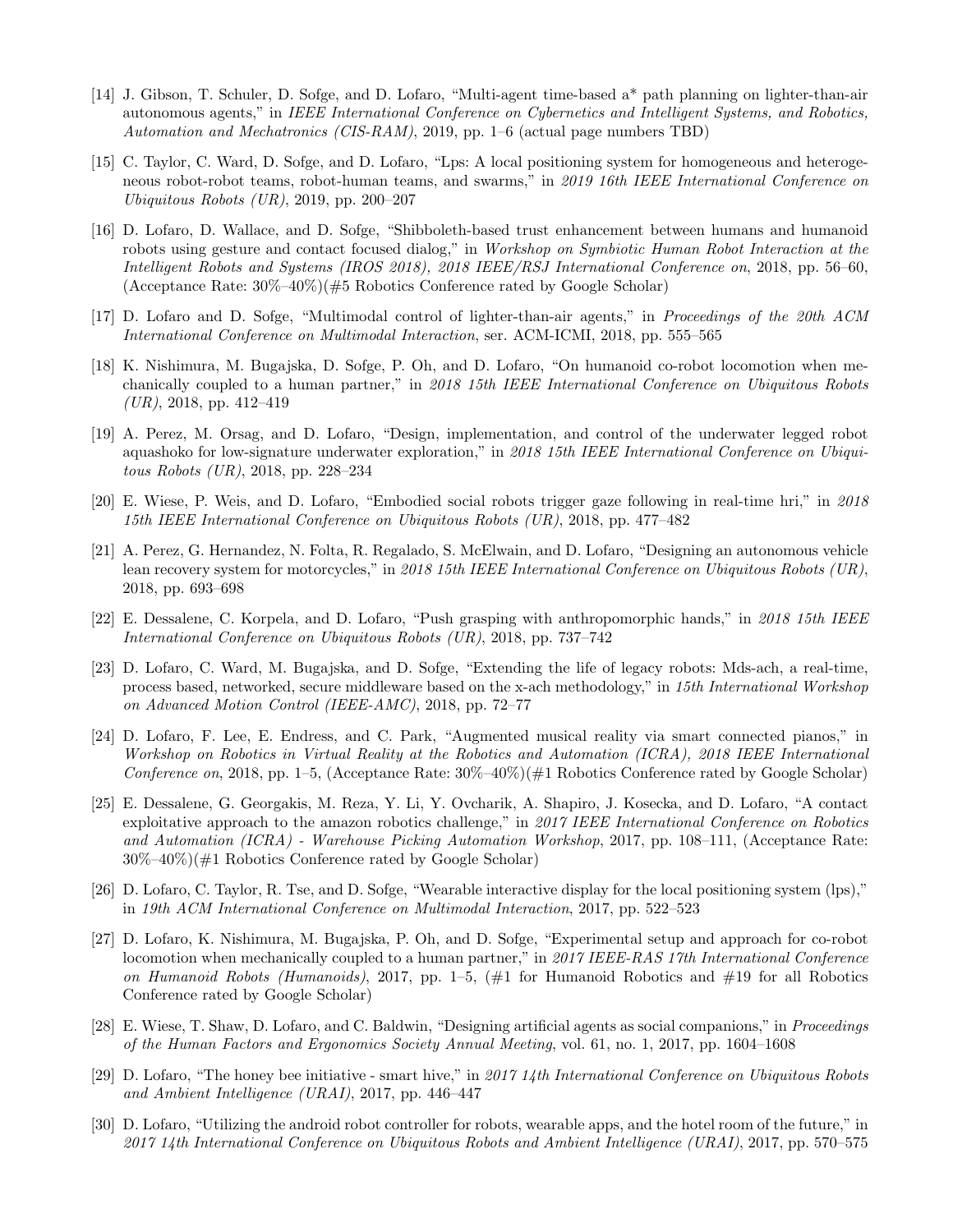[14] J. Gibson, T. Schuler, D. Sofge, and D. Lofaro, "Multi-agent time-based a* path planning on lighter-than-air autonomous agents," in *IEEE International Conference on Cybernetics and Intelligent Systems, and Robotics, Automation and Mechatronics (CIS-RAM)*, 2019, pp. 1–6 (actual page numbers TBD)

[15] C. Taylor, C. Ward, D. Sofge, and D. Lofaro, "Lps: A local positioning system for homogeneous and heterogeneous robot-robot teams, robot-human teams, and swarms," in *2019 16th IEEE International Conference on Ubiquitous Robots (UR)*, 2019, pp. 200–207

[16] D. Lofaro, D. Wallace, and D. Sofge, "Shibboleth-based trust enhancement between humans and humanoid robots using gesture and contact focused dialog," in *Workshop on Symbiotic Human Robot Interaction at the Intelligent Robots and Systems (IROS 2018), 2018 IEEE/RSJ International Conference on*, 2018, pp. 56–60, (Acceptance Rate: 30%–40%)(#5 Robotics Conference rated by Google Scholar)

[17] D. Lofaro and D. Sofge, "Multimodal control of lighter-than-air agents," in *Proceedings of the 20th ACM International Conference on Multimodal Interaction*, ser. ACM-ICMI, 2018, pp. 555–565

[18] K. Nishimura, M. Bugajska, D. Sofge, P. Oh, and D. Lofaro, "On humanoid co-robot locomotion when mechanically coupled to a human partner," in *2018 15th IEEE International Conference on Ubiquitous Robots (UR)*, 2018, pp. 412–419

[19] A. Perez, M. Orsag, and D. Lofaro, "Design, implementation, and control of the underwater legged robot aquashoko for low-signature underwater exploration," in *2018 15th IEEE International Conference on Ubiquitous Robots (UR)*, 2018, pp. 228–234

[20] E. Wiese, P. Weis, and D. Lofaro, "Embodied social robots trigger gaze following in real-time hri," in *2018 15th IEEE International Conference on Ubiquitous Robots (UR)*, 2018, pp. 477–482

[21] A. Perez, G. Hernandez, N. Folta, R. Regalado, S. McElwain, and D. Lofaro, "Designing an autonomous vehicle lean recovery system for motorcycles," in *2018 15th IEEE International Conference on Ubiquitous Robots (UR)*, 2018, pp. 693–698

[22] E. Dessalene, C. Korpela, and D. Lofaro, "Push grasping with anthropomorphic hands," in *2018 15th IEEE International Conference on Ubiquitous Robots (UR)*, 2018, pp. 737–742

[23] D. Lofaro, C. Ward, M. Bugajska, and D. Sofge, "Extending the life of legacy robots: Mds-ach, a real-time, process based, networked, secure middleware based on the x-ach methodology," in *15th International Workshop on Advanced Motion Control (IEEE-AMC)*, 2018, pp. 72–77

[24] D. Lofaro, F. Lee, E. Endress, and C. Park, "Augmented musical reality via smart connected pianos," in *Workshop on Robotics in Virtual Reality at the Robotics and Automation (ICRA), 2018 IEEE International Conference on*, 2018, pp. 1–5, (Acceptance Rate: 30%–40%)(#1 Robotics Conference rated by Google Scholar)

[25] E. Dessalene, G. Georgakis, M. Reza, Y. Li, Y. Ovcharik, A. Shapiro, J. Kosecka, and D. Lofaro, "A contact exploitative approach to the amazon robotics challenge," in *2017 IEEE International Conference on Robotics and Automation (ICRA) - Warehouse Picking Automation Workshop*, 2017, pp. 108–111, (Acceptance Rate: 30%–40%)(#1 Robotics Conference rated by Google Scholar)

[26] D. Lofaro, C. Taylor, R. Tse, and D. Sofge, "Wearable interactive display for the local positioning system (lps)," in *19th ACM International Conference on Multimodal Interaction*, 2017, pp. 522–523

[27] D. Lofaro, K. Nishimura, M. Bugajska, P. Oh, and D. Sofge, "Experimental setup and approach for co-robot locomotion when mechanically coupled to a human partner," in *2017 IEEE-RAS 17th International Conference on Humanoid Robots (Humanoids)*, 2017, pp. 1–5, (#1 for Humanoid Robotics and #19 for all Robotics Conference rated by Google Scholar)

[28] E. Wiese, T. Shaw, D. Lofaro, and C. Baldwin, "Designing artificial agents as social companions," in *Proceedings of the Human Factors and Ergonomics Society Annual Meeting*, vol. 61, no. 1, 2017, pp. 1604–1608

[29] D. Lofaro, "The honey bee initiative - smart hive," in *2017 14th International Conference on Ubiquitous Robots and Ambient Intelligence (URAI)*, 2017, pp. 446–447

[30] D. Lofaro, "Utilizing the android robot controller for robots, wearable apps, and the hotel room of the future," in *2017 14th International Conference on Ubiquitous Robots and Ambient Intelligence (URAI)*, 2017, pp. 570–575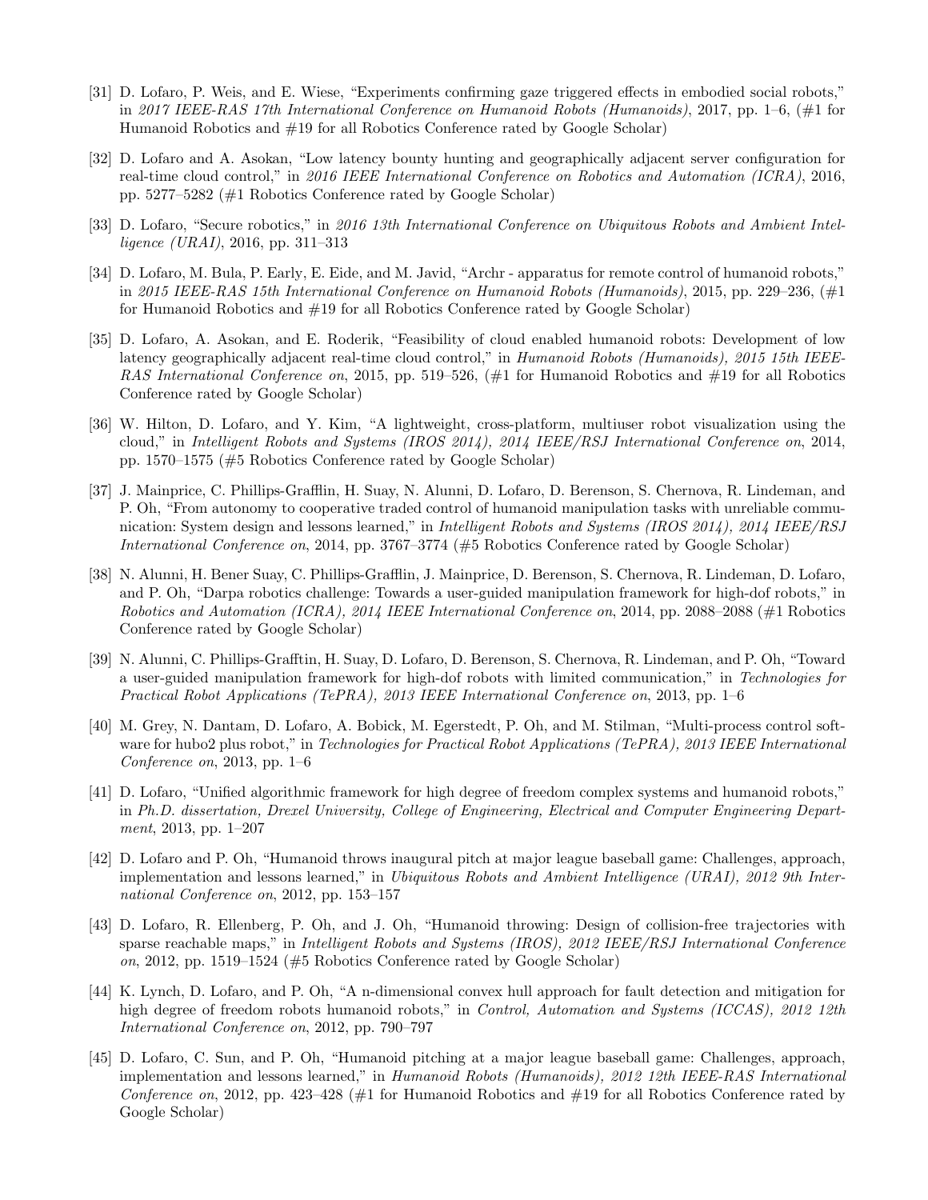[31] D. Lofaro, P. Weis, and E. Wiese, "Experiments confirming gaze triggered effects in embodied social robots," in *2017 IEEE-RAS 17th International Conference on Humanoid Robots (Humanoids)*, 2017, pp. 1–6, (#1 for Humanoid Robotics and #19 for all Robotics Conference rated by Google Scholar)

[32] D. Lofaro and A. Asokan, "Low latency bounty hunting and geographically adjacent server configuration for real-time cloud control," in *2016 IEEE International Conference on Robotics and Automation (ICRA)*, 2016, pp. 5277–5282 (#1 Robotics Conference rated by Google Scholar)

[33] D. Lofaro, "Secure robotics," in *2016 13th International Conference on Ubiquitous Robots and Ambient Intelligence (URAI)*, 2016, pp. 311–313

[34] D. Lofaro, M. Bula, P. Early, E. Eide, and M. Javid, "Archr - apparatus for remote control of humanoid robots," in *2015 IEEE-RAS 15th International Conference on Humanoid Robots (Humanoids)*, 2015, pp. 229–236, (#1 for Humanoid Robotics and #19 for all Robotics Conference rated by Google Scholar)

[35] D. Lofaro, A. Asokan, and E. Roderik, "Feasibility of cloud enabled humanoid robots: Development of low latency geographically adjacent real-time cloud control," in *Humanoid Robots (Humanoids), 2015 15th IEEE-RAS International Conference on*, 2015, pp. 519–526, (#1 for Humanoid Robotics and #19 for all Robotics Conference rated by Google Scholar)

[36] W. Hilton, D. Lofaro, and Y. Kim, "A lightweight, cross-platform, multiuser robot visualization using the cloud," in *Intelligent Robots and Systems (IROS 2014), 2014 IEEE/RSJ International Conference on*, 2014, pp. 1570–1575 (#5 Robotics Conference rated by Google Scholar)

[37] J. Mainprice, C. Phillips-Grafflin, H. Suay, N. Alunni, D. Lofaro, D. Berenson, S. Chernova, R. Lindeman, and P. Oh, "From autonomy to cooperative traded control of humanoid manipulation tasks with unreliable communication: System design and lessons learned," in *Intelligent Robots and Systems (IROS 2014), 2014 IEEE/RSJ International Conference on*, 2014, pp. 3767–3774 (#5 Robotics Conference rated by Google Scholar)

[38] N. Alunni, H. Bener Suay, C. Phillips-Grafflin, J. Mainprice, D. Berenson, S. Chernova, R. Lindeman, D. Lofaro, and P. Oh, "Darpa robotics challenge: Towards a user-guided manipulation framework for high-dof robots," in *Robotics and Automation (ICRA), 2014 IEEE International Conference on*, 2014, pp. 2088–2088 (#1 Robotics Conference rated by Google Scholar)

[39] N. Alunni, C. Phillips-Grafftin, H. Suay, D. Lofaro, D. Berenson, S. Chernova, R. Lindeman, and P. Oh, "Toward a user-guided manipulation framework for high-dof robots with limited communication," in *Technologies for Practical Robot Applications (TePRA), 2013 IEEE International Conference on*, 2013, pp. 1–6

[40] M. Grey, N. Dantam, D. Lofaro, A. Bobick, M. Egerstedt, P. Oh, and M. Stilman, "Multi-process control software for hubo2 plus robot," in *Technologies for Practical Robot Applications (TePRA), 2013 IEEE International Conference on*, 2013, pp. 1–6

[41] D. Lofaro, "Unified algorithmic framework for high degree of freedom complex systems and humanoid robots," in *Ph.D. dissertation, Drexel University, College of Engineering, Electrical and Computer Engineering Department*, 2013, pp. 1–207

[42] D. Lofaro and P. Oh, "Humanoid throws inaugural pitch at major league baseball game: Challenges, approach, implementation and lessons learned," in *Ubiquitous Robots and Ambient Intelligence (URAI), 2012 9th International Conference on*, 2012, pp. 153–157

[43] D. Lofaro, R. Ellenberg, P. Oh, and J. Oh, "Humanoid throwing: Design of collision-free trajectories with sparse reachable maps," in *Intelligent Robots and Systems (IROS), 2012 IEEE/RSJ International Conference on*, 2012, pp. 1519–1524 (#5 Robotics Conference rated by Google Scholar)

[44] K. Lynch, D. Lofaro, and P. Oh, "A n-dimensional convex hull approach for fault detection and mitigation for high degree of freedom robots humanoid robots," in *Control, Automation and Systems (ICCAS), 2012 12th International Conference on*, 2012, pp. 790–797

[45] D. Lofaro, C. Sun, and P. Oh, "Humanoid pitching at a major league baseball game: Challenges, approach, implementation and lessons learned," in *Humanoid Robots (Humanoids), 2012 12th IEEE-RAS International Conference on*, 2012, pp. 423–428 (#1 for Humanoid Robotics and #19 for all Robotics Conference rated by Google Scholar)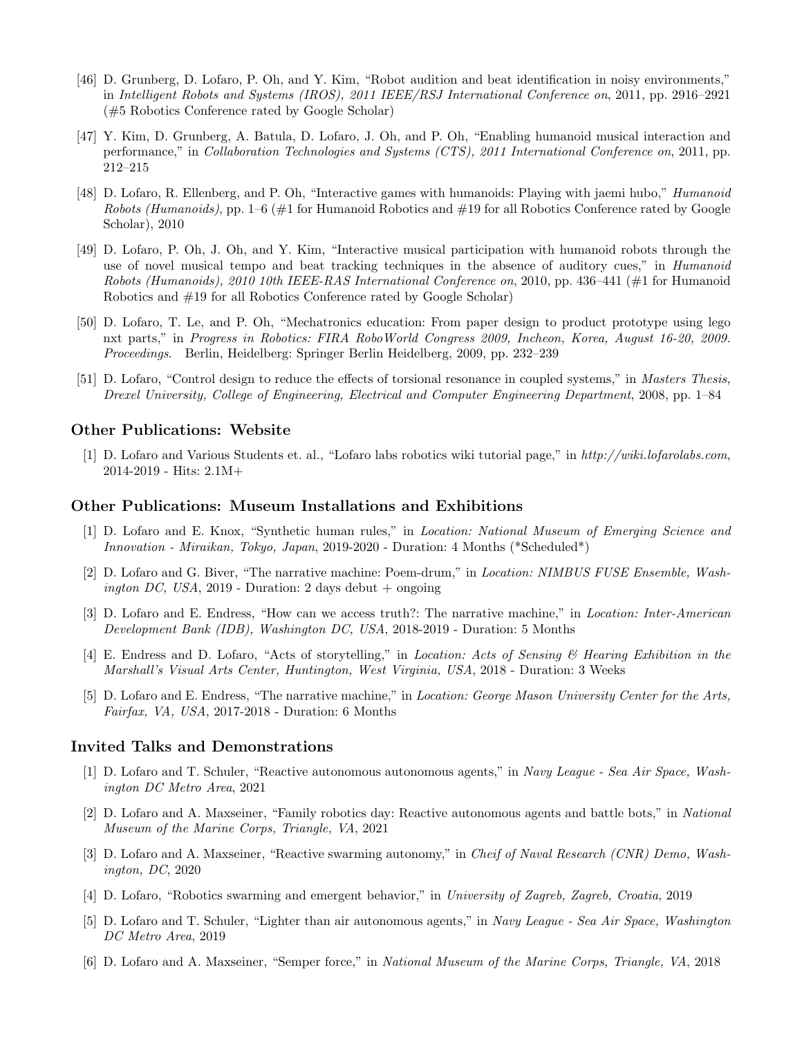[46] D. Grunberg, D. Lofaro, P. Oh, and Y. Kim, "Robot audition and beat identification in noisy environments," in *Intelligent Robots and Systems (IROS), 2011 IEEE/RSJ International Conference on*, 2011, pp. 2916–2921 (#5 Robotics Conference rated by Google Scholar)

[47] Y. Kim, D. Grunberg, A. Batula, D. Lofaro, J. Oh, and P. Oh, "Enabling humanoid musical interaction and performance," in *Collaboration Technologies and Systems (CTS), 2011 International Conference on*, 2011, pp. 212–215

[48] D. Lofaro, R. Ellenberg, and P. Oh, "Interactive games with humanoids: Playing with jaemi hubo," *Humanoid Robots (Humanoids)*, pp. 1–6 (#1 for Humanoid Robotics and #19 for all Robotics Conference rated by Google Scholar), 2010

[49] D. Lofaro, P. Oh, J. Oh, and Y. Kim, "Interactive musical participation with humanoid robots through the use of novel musical tempo and beat tracking techniques in the absence of auditory cues," in *Humanoid Robots (Humanoids), 2010 10th IEEE-RAS International Conference on*, 2010, pp. 436–441 (#1 for Humanoid Robotics and #19 for all Robotics Conference rated by Google Scholar)

[50] D. Lofaro, T. Le, and P. Oh, "Mechatronics education: From paper design to product prototype using lego nxt parts," in *Progress in Robotics: FIRA RoboWorld Congress 2009, Incheon, Korea, August 16-20, 2009. Proceedings*. Berlin, Heidelberg: Springer Berlin Heidelberg, 2009, pp. 232–239

[51] D. Lofaro, "Control design to reduce the effects of torsional resonance in coupled systems," in *Masters Thesis, Drexel University, College of Engineering, Electrical and Computer Engineering Department*, 2008, pp. 1–84

## Other Publications: Website

[1] D. Lofaro and Various Students et. al., "Lofaro labs robotics wiki tutorial page," in *http://wiki.lofarolabs.com*, 2014-2019 - Hits: 2.1M+

## Other Publications: Museum Installations and Exhibitions

[1] D. Lofaro and E. Knox, "Synthetic human rules," in *Location: National Museum of Emerging Science and Innovation - Miraikan, Tokyo, Japan*, 2019-2020 - Duration: 4 Months (*Scheduled*)

[2] D. Lofaro and G. Biver, "The narrative machine: Poem-drum," in *Location: NIMBUS FUSE Ensemble, Washington DC, USA*, 2019 - Duration: 2 days debut + ongoing

[3] D. Lofaro and E. Endress, "How can we access truth?: The narrative machine," in *Location: Inter-American Development Bank (IDB), Washington DC, USA*, 2018-2019 - Duration: 5 Months

[4] E. Endress and D. Lofaro, "Acts of storytelling," in *Location: Acts of Sensing & Hearing Exhibition in the Marshall's Visual Arts Center, Huntington, West Virginia, USA*, 2018 - Duration: 3 Weeks

[5] D. Lofaro and E. Endress, "The narrative machine," in *Location: George Mason University Center for the Arts, Fairfax, VA, USA*, 2017-2018 - Duration: 6 Months

## Invited Talks and Demonstrations

[1] D. Lofaro and T. Schuler, "Reactive autonomous autonomous agents," in *Navy League - Sea Air Space, Washington DC Metro Area*, 2021

[2] D. Lofaro and A. Maxseiner, "Family robotics day: Reactive autonomous agents and battle bots," in *National Museum of the Marine Corps, Triangle, VA*, 2021

[3] D. Lofaro and A. Maxseiner, "Reactive swarming autonomy," in *Cheif of Naval Research (CNR) Demo, Washington, DC*, 2020

[4] D. Lofaro, "Robotics swarming and emergent behavior," in *University of Zagreb, Zagreb, Croatia*, 2019

[5] D. Lofaro and T. Schuler, "Lighter than air autonomous agents," in *Navy League - Sea Air Space, Washington DC Metro Area*, 2019

[6] D. Lofaro and A. Maxseiner, "Semper force," in *National Museum of the Marine Corps, Triangle, VA*, 2018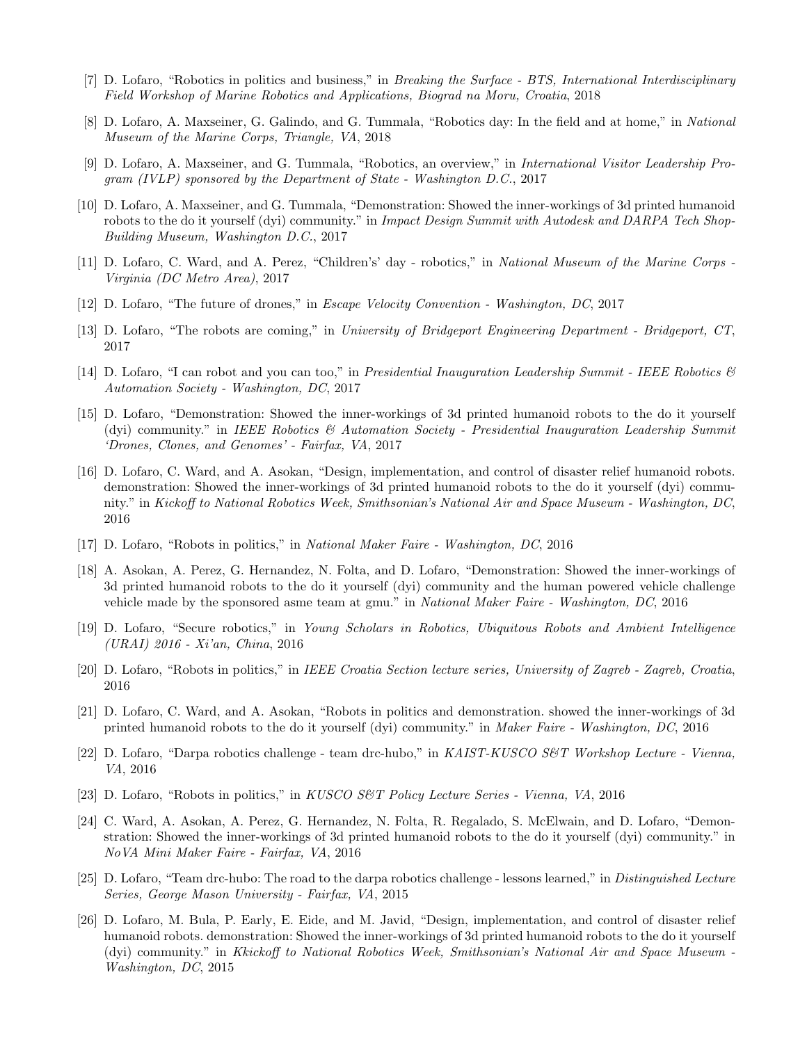[7] D. Lofaro, "Robotics in politics and business," in *Breaking the Surface - BTS, International Interdisciplinary Field Workshop of Marine Robotics and Applications, Biograd na Moru, Croatia*, 2018

[8] D. Lofaro, A. Maxseiner, G. Galindo, and G. Tummala, "Robotics day: In the field and at home," in *National Museum of the Marine Corps, Triangle, VA*, 2018

[9] D. Lofaro, A. Maxseiner, and G. Tummala, "Robotics, an overview," in *International Visitor Leadership Program (IVLP) sponsored by the Department of State - Washington D.C.*, 2017

[10] D. Lofaro, A. Maxseiner, and G. Tummala, "Demonstration: Showed the inner-workings of 3d printed humanoid robots to the do it yourself (dyi) community." in *Impact Design Summit with Autodesk and DARPA Tech Shop-Building Museum, Washington D.C.*, 2017

[11] D. Lofaro, C. Ward, and A. Perez, "Children's' day - robotics," in *National Museum of the Marine Corps - Virginia (DC Metro Area)*, 2017

[12] D. Lofaro, "The future of drones," in *Escape Velocity Convention - Washington, DC*, 2017

[13] D. Lofaro, "The robots are coming," in *University of Bridgeport Engineering Department - Bridgeport, CT*, 2017

[14] D. Lofaro, "I can robot and you can too," in *Presidential Inauguration Leadership Summit - IEEE Robotics & Automation Society - Washington, DC*, 2017

[15] D. Lofaro, "Demonstration: Showed the inner-workings of 3d printed humanoid robots to the do it yourself (dyi) community." in *IEEE Robotics & Automation Society - Presidential Inauguration Leadership Summit 'Drones, Clones, and Genomes' - Fairfax, VA*, 2017

[16] D. Lofaro, C. Ward, and A. Asokan, "Design, implementation, and control of disaster relief humanoid robots. demonstration: Showed the inner-workings of 3d printed humanoid robots to the do it yourself (dyi) community." in *Kickoff to National Robotics Week, Smithsonian's National Air and Space Museum - Washington, DC*, 2016

[17] D. Lofaro, "Robots in politics," in *National Maker Faire - Washington, DC*, 2016

[18] A. Asokan, A. Perez, G. Hernandez, N. Folta, and D. Lofaro, "Demonstration: Showed the inner-workings of 3d printed humanoid robots to the do it yourself (dyi) community and the human powered vehicle challenge vehicle made by the sponsored asme team at gmu." in *National Maker Faire - Washington, DC*, 2016

[19] D. Lofaro, "Secure robotics," in *Young Scholars in Robotics, Ubiquitous Robots and Ambient Intelligence (URAI) 2016 - Xi'an, China*, 2016

[20] D. Lofaro, "Robots in politics," in *IEEE Croatia Section lecture series, University of Zagreb - Zagreb, Croatia*, 2016

[21] D. Lofaro, C. Ward, and A. Asokan, "Robots in politics and demonstration. showed the inner-workings of 3d printed humanoid robots to the do it yourself (dyi) community." in *Maker Faire - Washington, DC*, 2016

[22] D. Lofaro, "Darpa robotics challenge - team drc-hubo," in *KAIST-KUSCO S&T Workshop Lecture - Vienna, VA*, 2016

[23] D. Lofaro, "Robots in politics," in *KUSCO S&T Policy Lecture Series - Vienna, VA*, 2016

[24] C. Ward, A. Asokan, A. Perez, G. Hernandez, N. Folta, R. Regalado, S. McElwain, and D. Lofaro, "Demonstration: Showed the inner-workings of 3d printed humanoid robots to the do it yourself (dyi) community." in *NoVA Mini Maker Faire - Fairfax, VA*, 2016

[25] D. Lofaro, "Team drc-hubo: The road to the darpa robotics challenge - lessons learned," in *Distinguished Lecture Series, George Mason University - Fairfax, VA*, 2015

[26] D. Lofaro, M. Bula, P. Early, E. Eide, and M. Javid, "Design, implementation, and control of disaster relief humanoid robots. demonstration: Showed the inner-workings of 3d printed humanoid robots to the do it yourself (dyi) community." in *Kkickoff to National Robotics Week, Smithsonian's National Air and Space Museum - Washington, DC*, 2015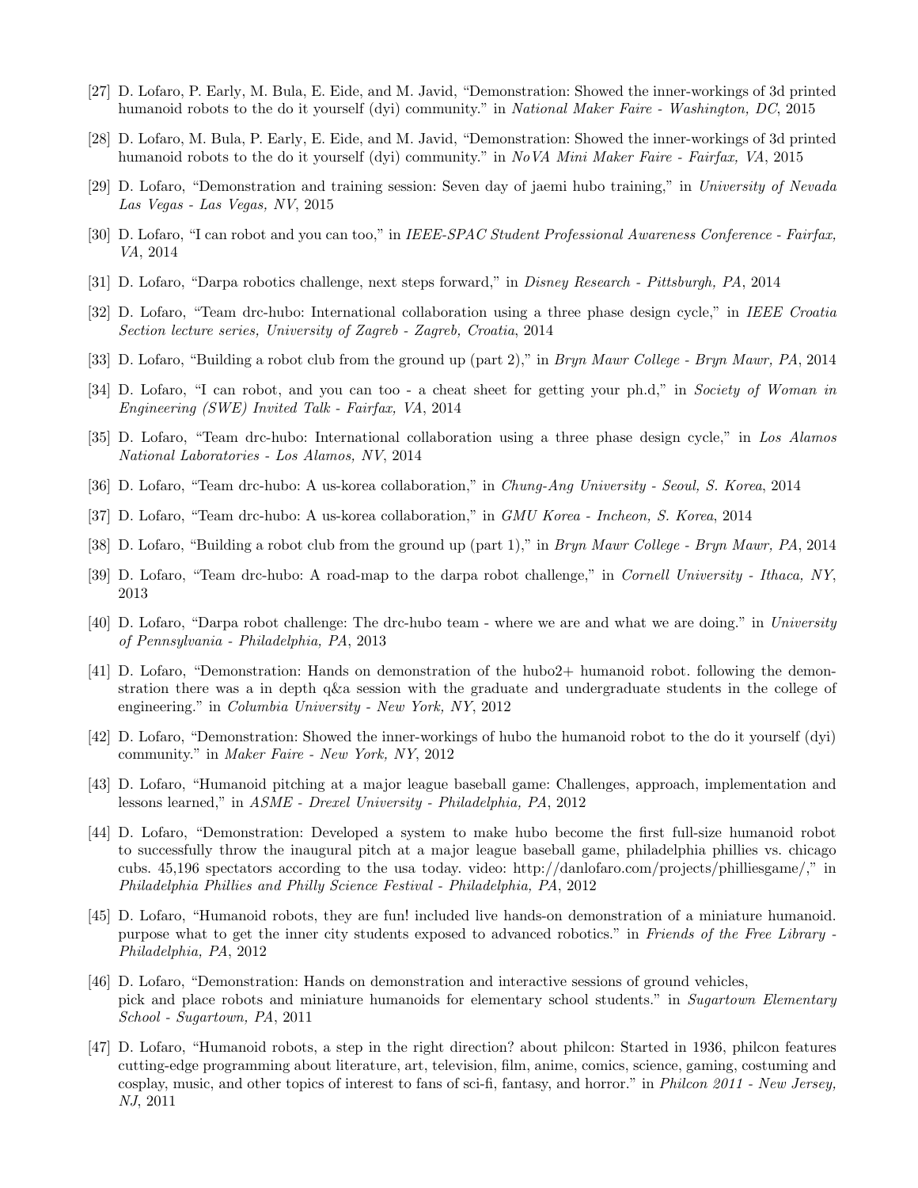[27] D. Lofaro, P. Early, M. Bula, E. Eide, and M. Javid, "Demonstration: Showed the inner-workings of 3d printed humanoid robots to the do it yourself (dyi) community." in *National Maker Faire - Washington, DC*, 2015

[28] D. Lofaro, M. Bula, P. Early, E. Eide, and M. Javid, "Demonstration: Showed the inner-workings of 3d printed humanoid robots to the do it yourself (dyi) community." in *NoVA Mini Maker Faire - Fairfax, VA*, 2015

[29] D. Lofaro, "Demonstration and training session: Seven day of jaemi hubo training," in *University of Nevada Las Vegas - Las Vegas, NV*, 2015

[30] D. Lofaro, "I can robot and you can too," in *IEEE-SPAC Student Professional Awareness Conference - Fairfax, VA*, 2014

[31] D. Lofaro, "Darpa robotics challenge, next steps forward," in *Disney Research - Pittsburgh, PA*, 2014

[32] D. Lofaro, "Team drc-hubo: International collaboration using a three phase design cycle," in *IEEE Croatia Section lecture series, University of Zagreb - Zagreb, Croatia*, 2014

[33] D. Lofaro, "Building a robot club from the ground up (part 2)," in *Bryn Mawr College - Bryn Mawr, PA*, 2014

[34] D. Lofaro, "I can robot, and you can too - a cheat sheet for getting your ph.d," in *Society of Woman in Engineering (SWE) Invited Talk - Fairfax, VA*, 2014

[35] D. Lofaro, "Team drc-hubo: International collaboration using a three phase design cycle," in *Los Alamos National Laboratories - Los Alamos, NV*, 2014

[36] D. Lofaro, "Team drc-hubo: A us-korea collaboration," in *Chung-Ang University - Seoul, S. Korea*, 2014

[37] D. Lofaro, "Team drc-hubo: A us-korea collaboration," in *GMU Korea - Incheon, S. Korea*, 2014

[38] D. Lofaro, "Building a robot club from the ground up (part 1)," in *Bryn Mawr College - Bryn Mawr, PA*, 2014

[39] D. Lofaro, "Team drc-hubo: A road-map to the darpa robot challenge," in *Cornell University - Ithaca, NY*, 2013

[40] D. Lofaro, "Darpa robot challenge: The drc-hubo team - where we are and what we are doing." in *University of Pennsylvania - Philadelphia, PA*, 2013

[41] D. Lofaro, "Demonstration: Hands on demonstration of the hubo2+ humanoid robot. following the demonstration there was a in depth q&a session with the graduate and undergraduate students in the college of engineering." in *Columbia University - New York, NY*, 2012

[42] D. Lofaro, "Demonstration: Showed the inner-workings of hubo the humanoid robot to the do it yourself (dyi) community." in *Maker Faire - New York, NY*, 2012

[43] D. Lofaro, "Humanoid pitching at a major league baseball game: Challenges, approach, implementation and lessons learned," in *ASME - Drexel University - Philadelphia, PA*, 2012

[44] D. Lofaro, "Demonstration: Developed a system to make hubo become the first full-size humanoid robot to successfully throw the inaugural pitch at a major league baseball game, philadelphia phillies vs. chicago cubs. 45,196 spectators according to the usa today. video: http://danlofaro.com/projects/philliesgame/," in *Philadelphia Phillies and Philly Science Festival - Philadelphia, PA*, 2012

[45] D. Lofaro, "Humanoid robots, they are fun! included live hands-on demonstration of a miniature humanoid. purpose what to get the inner city students exposed to advanced robotics." in *Friends of the Free Library - Philadelphia, PA*, 2012

[46] D. Lofaro, "Demonstration: Hands on demonstration and interactive sessions of ground vehicles, pick and place robots and miniature humanoids for elementary school students." in *Sugartown Elementary School - Sugartown, PA*, 2011

[47] D. Lofaro, "Humanoid robots, a step in the right direction? about philcon: Started in 1936, philcon features cutting-edge programming about literature, art, television, film, anime, comics, science, gaming, costuming and cosplay, music, and other topics of interest to fans of sci-fi, fantasy, and horror." in *Philcon 2011 - New Jersey, NJ*, 2011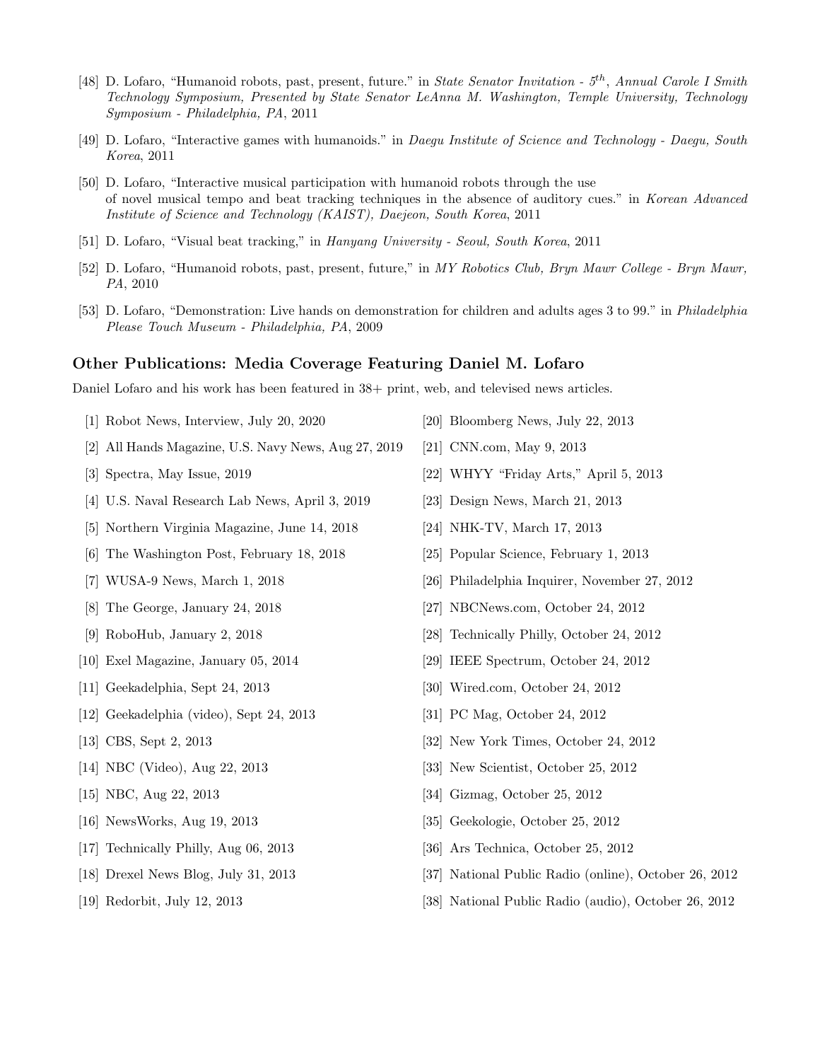[48] D. Lofaro, "Humanoid robots, past, present, future." in *State Senator Invitation - 5$^{th}$, Annual Carole I Smith Technology Symposium, Presented by State Senator LeAnna M. Washington, Temple University, Technology Symposium - Philadelphia, PA*, 2011

[49] D. Lofaro, "Interactive games with humanoids." in *Daegu Institute of Science and Technology - Daegu, South Korea*, 2011

[50] D. Lofaro, "Interactive musical participation with humanoid robots through the use of novel musical tempo and beat tracking techniques in the absence of auditory cues." in *Korean Advanced Institute of Science and Technology (KAIST), Daejeon, South Korea*, 2011

[51] D. Lofaro, "Visual beat tracking," in *Hanyang University - Seoul, South Korea*, 2011

[52] D. Lofaro, "Humanoid robots, past, present, future," in *MY Robotics Club, Bryn Mawr College - Bryn Mawr, PA*, 2010

[53] D. Lofaro, "Demonstration: Live hands on demonstration for children and adults ages 3 to 99." in *Philadelphia Please Touch Museum - Philadelphia, PA*, 2009

### Other Publications: Media Coverage Featuring Daniel M. Lofaro

Daniel Lofaro and his work has been featured in 38+ print, web, and televised news articles.

[1] Robot News, Interview, July 20, 2020

[2] All Hands Magazine, U.S. Navy News, Aug 27, 2019

[3] Spectra, May Issue, 2019

[4] U.S. Naval Research Lab News, April 3, 2019

[5] Northern Virginia Magazine, June 14, 2018

[6] The Washington Post, February 18, 2018

[7] WUSA-9 News, March 1, 2018

[8] The George, January 24, 2018

[9] RoboHub, January 2, 2018

[10] Exel Magazine, January 05, 2014

[11] Geekadelphia, Sept 24, 2013

[12] Geekadelphia (video), Sept 24, 2013

[13] CBS, Sept 2, 2013

[14] NBC (Video), Aug 22, 2013

[15] NBC, Aug 22, 2013

[16] NewsWorks, Aug 19, 2013

[17] Technically Philly, Aug 06, 2013

[18] Drexel News Blog, July 31, 2013

[19] Redorbit, July 12, 2013

[20] Bloomberg News, July 22, 2013

[21] CNN.com, May 9, 2013

[22] WHYY "Friday Arts," April 5, 2013

[23] Design News, March 21, 2013

[24] NHK-TV, March 17, 2013

[25] Popular Science, February 1, 2013

[26] Philadelphia Inquirer, November 27, 2012

[27] NBCNews.com, October 24, 2012

[28] Technically Philly, October 24, 2012

[29] IEEE Spectrum, October 24, 2012

[30] Wired.com, October 24, 2012

[31] PC Mag, October 24, 2012

[32] New York Times, October 24, 2012

[33] New Scientist, October 25, 2012

[34] Gizmag, October 25, 2012

[35] Geekologie, October 25, 2012

[36] Ars Technica, October 25, 2012

[37] National Public Radio (online), October 26, 2012

[38] National Public Radio (audio), October 26, 2012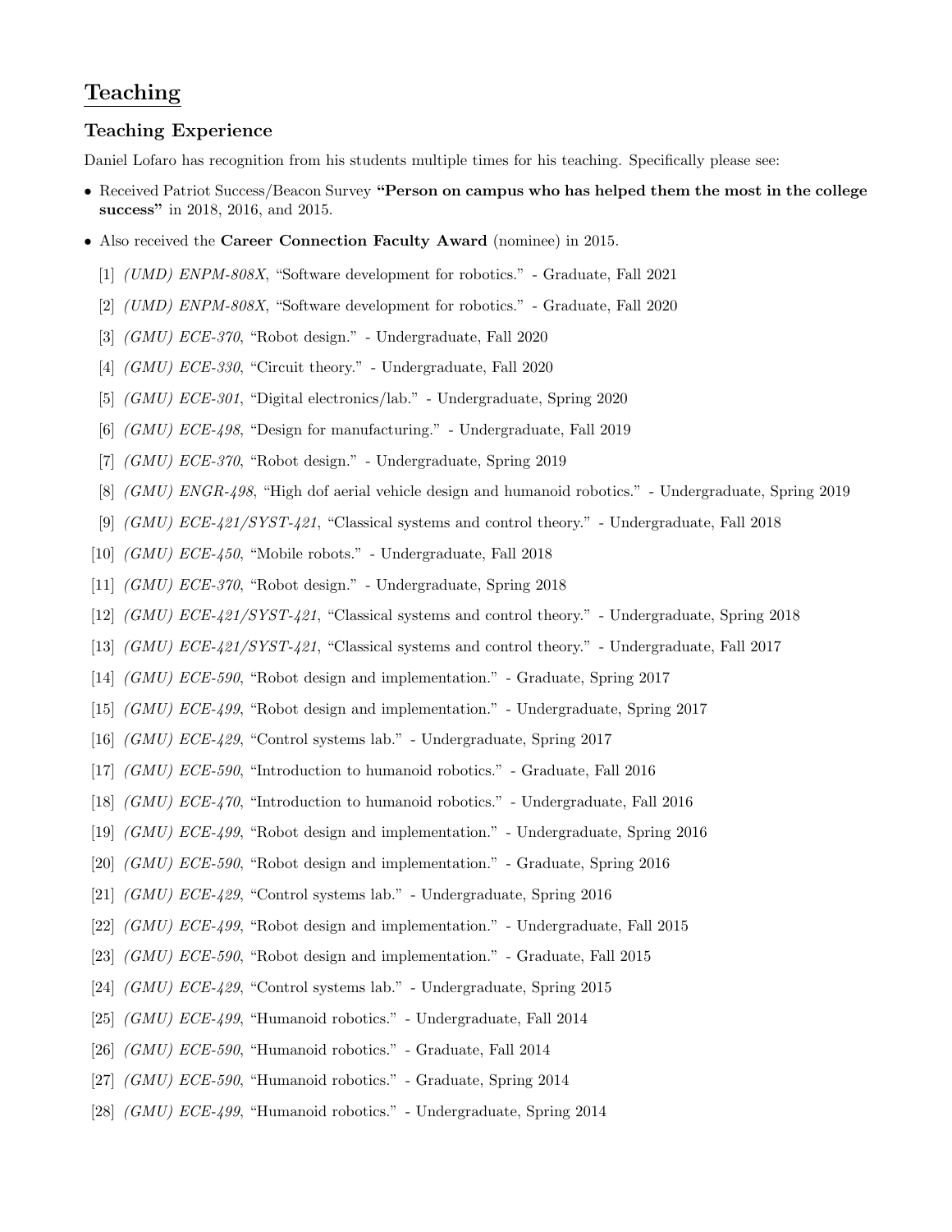# Teaching

## Teaching Experience

Daniel Lofaro has recognition from his students multiple times for his teaching. Specifically please see:

- Received Patriot Success/Beacon Survey **"Person on campus who has helped them the most in the college success"** in 2018, 2016, and 2015.
- Also received the **Career Connection Faculty Award** (nominee) in 2015.

[1] *(UMD) ENPM-808X*, "Software development for robotics." - Graduate, Fall 2021

[2] *(UMD) ENPM-808X*, "Software development for robotics." - Graduate, Fall 2020

[3] *(GMU) ECE-370*, "Robot design." - Undergraduate, Fall 2020

[4] *(GMU) ECE-330*, "Circuit theory." - Undergraduate, Fall 2020

[5] *(GMU) ECE-301*, "Digital electronics/lab." - Undergraduate, Spring 2020

[6] *(GMU) ECE-498*, "Design for manufacturing." - Undergraduate, Fall 2019

[7] *(GMU) ECE-370*, "Robot design." - Undergraduate, Spring 2019

[8] *(GMU) ENGR-498*, "High dof aerial vehicle design and humanoid robotics." - Undergraduate, Spring 2019

[9] *(GMU) ECE-421/SYST-421*, "Classical systems and control theory." - Undergraduate, Fall 2018

[10] *(GMU) ECE-450*, "Mobile robots." - Undergraduate, Fall 2018

[11] *(GMU) ECE-370*, "Robot design." - Undergraduate, Spring 2018

[12] *(GMU) ECE-421/SYST-421*, "Classical systems and control theory." - Undergraduate, Spring 2018

[13] *(GMU) ECE-421/SYST-421*, "Classical systems and control theory." - Undergraduate, Fall 2017

[14] *(GMU) ECE-590*, "Robot design and implementation." - Graduate, Spring 2017

[15] *(GMU) ECE-499*, "Robot design and implementation." - Undergraduate, Spring 2017

[16] *(GMU) ECE-429*, "Control systems lab." - Undergraduate, Spring 2017

[17] *(GMU) ECE-590*, "Introduction to humanoid robotics." - Graduate, Fall 2016

[18] *(GMU) ECE-470*, "Introduction to humanoid robotics." - Undergraduate, Fall 2016

[19] *(GMU) ECE-499*, "Robot design and implementation." - Undergraduate, Spring 2016

[20] *(GMU) ECE-590*, "Robot design and implementation." - Graduate, Spring 2016

[21] *(GMU) ECE-429*, "Control systems lab." - Undergraduate, Spring 2016

[22] *(GMU) ECE-499*, "Robot design and implementation." - Undergraduate, Fall 2015

[23] *(GMU) ECE-590*, "Robot design and implementation." - Graduate, Fall 2015

[24] *(GMU) ECE-429*, "Control systems lab." - Undergraduate, Spring 2015

[25] *(GMU) ECE-499*, "Humanoid robotics." - Undergraduate, Fall 2014

[26] *(GMU) ECE-590*, "Humanoid robotics." - Graduate, Fall 2014

[27] *(GMU) ECE-590*, "Humanoid robotics." - Graduate, Spring 2014

[28] *(GMU) ECE-499*, "Humanoid robotics." - Undergraduate, Spring 2014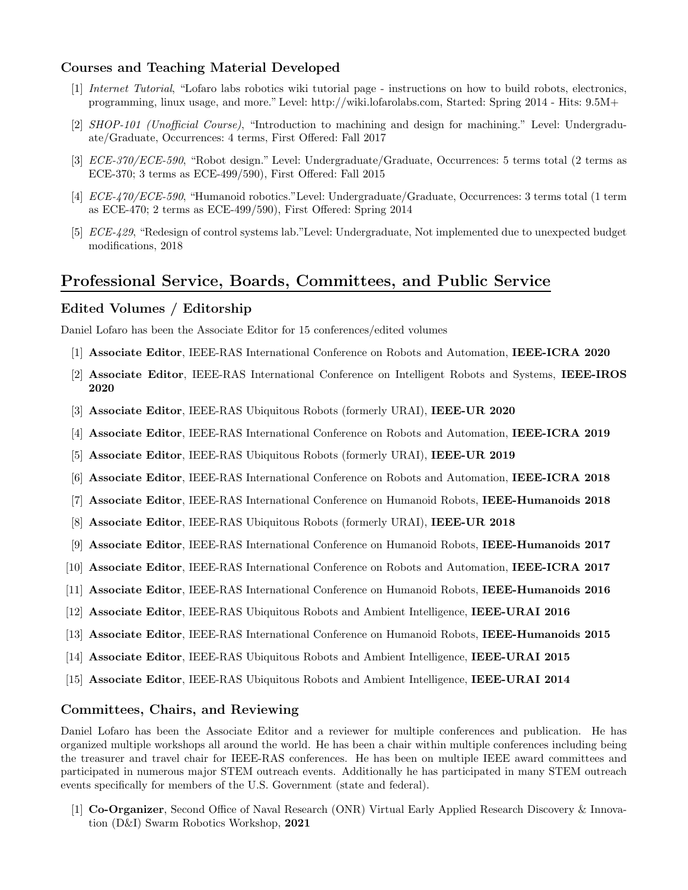### Courses and Teaching Material Developed

[1] *Internet Tutorial*, "Lofaro labs robotics wiki tutorial page - instructions on how to build robots, electronics, programming, linux usage, and more." Level: http://wiki.lofarolabs.com, Started: Spring 2014 - Hits: 9.5M+

[2] *SHOP-101 (Unofficial Course)*, "Introduction to machining and design for machining." Level: Undergraduate/Graduate, Occurrences: 4 terms, First Offered: Fall 2017

[3] *ECE-370/ECE-590*, "Robot design." Level: Undergraduate/Graduate, Occurrences: 5 terms total (2 terms as ECE-370; 3 terms as ECE-499/590), First Offered: Fall 2015

[4] *ECE-470/ECE-590*, "Humanoid robotics."Level: Undergraduate/Graduate, Occurrences: 3 terms total (1 term as ECE-470; 2 terms as ECE-499/590), First Offered: Spring 2014

[5] *ECE-429*, "Redesign of control systems lab."Level: Undergraduate, Not implemented due to unexpected budget modifications, 2018

## Professional Service, Boards, Committees, and Public Service

### Edited Volumes / Editorship

Daniel Lofaro has been the Associate Editor for 15 conferences/edited volumes

[1] **Associate Editor**, IEEE-RAS International Conference on Robots and Automation, **IEEE-ICRA 2020**

[2] **Associate Editor**, IEEE-RAS International Conference on Intelligent Robots and Systems, **IEEE-IROS 2020**

[3] **Associate Editor**, IEEE-RAS Ubiquitous Robots (formerly URAI), **IEEE-UR 2020**

[4] **Associate Editor**, IEEE-RAS International Conference on Robots and Automation, **IEEE-ICRA 2019**

[5] **Associate Editor**, IEEE-RAS Ubiquitous Robots (formerly URAI), **IEEE-UR 2019**

[6] **Associate Editor**, IEEE-RAS International Conference on Robots and Automation, **IEEE-ICRA 2018**

[7] **Associate Editor**, IEEE-RAS International Conference on Humanoid Robots, **IEEE-Humanoids 2018**

[8] **Associate Editor**, IEEE-RAS Ubiquitous Robots (formerly URAI), **IEEE-UR 2018**

[9] **Associate Editor**, IEEE-RAS International Conference on Humanoid Robots, **IEEE-Humanoids 2017**

[10] **Associate Editor**, IEEE-RAS International Conference on Robots and Automation, **IEEE-ICRA 2017**

[11] **Associate Editor**, IEEE-RAS International Conference on Humanoid Robots, **IEEE-Humanoids 2016**

[12] **Associate Editor**, IEEE-RAS Ubiquitous Robots and Ambient Intelligence, **IEEE-URAI 2016**

[13] **Associate Editor**, IEEE-RAS International Conference on Humanoid Robots, **IEEE-Humanoids 2015**

[14] **Associate Editor**, IEEE-RAS Ubiquitous Robots and Ambient Intelligence, **IEEE-URAI 2015**

[15] **Associate Editor**, IEEE-RAS Ubiquitous Robots and Ambient Intelligence, **IEEE-URAI 2014**

### Committees, Chairs, and Reviewing

Daniel Lofaro has been the Associate Editor and a reviewer for multiple conferences and publication. He has organized multiple workshops all around the world. He has been a chair within multiple conferences including being the treasurer and travel chair for IEEE-RAS conferences. He has been on multiple IEEE award committees and participated in numerous major STEM outreach events. Additionally he has participated in many STEM outreach events specifically for members of the U.S. Government (state and federal).

[1] **Co-Organizer**, Second Office of Naval Research (ONR) Virtual Early Applied Research Discovery & Innovation (D&I) Swarm Robotics Workshop, **2021**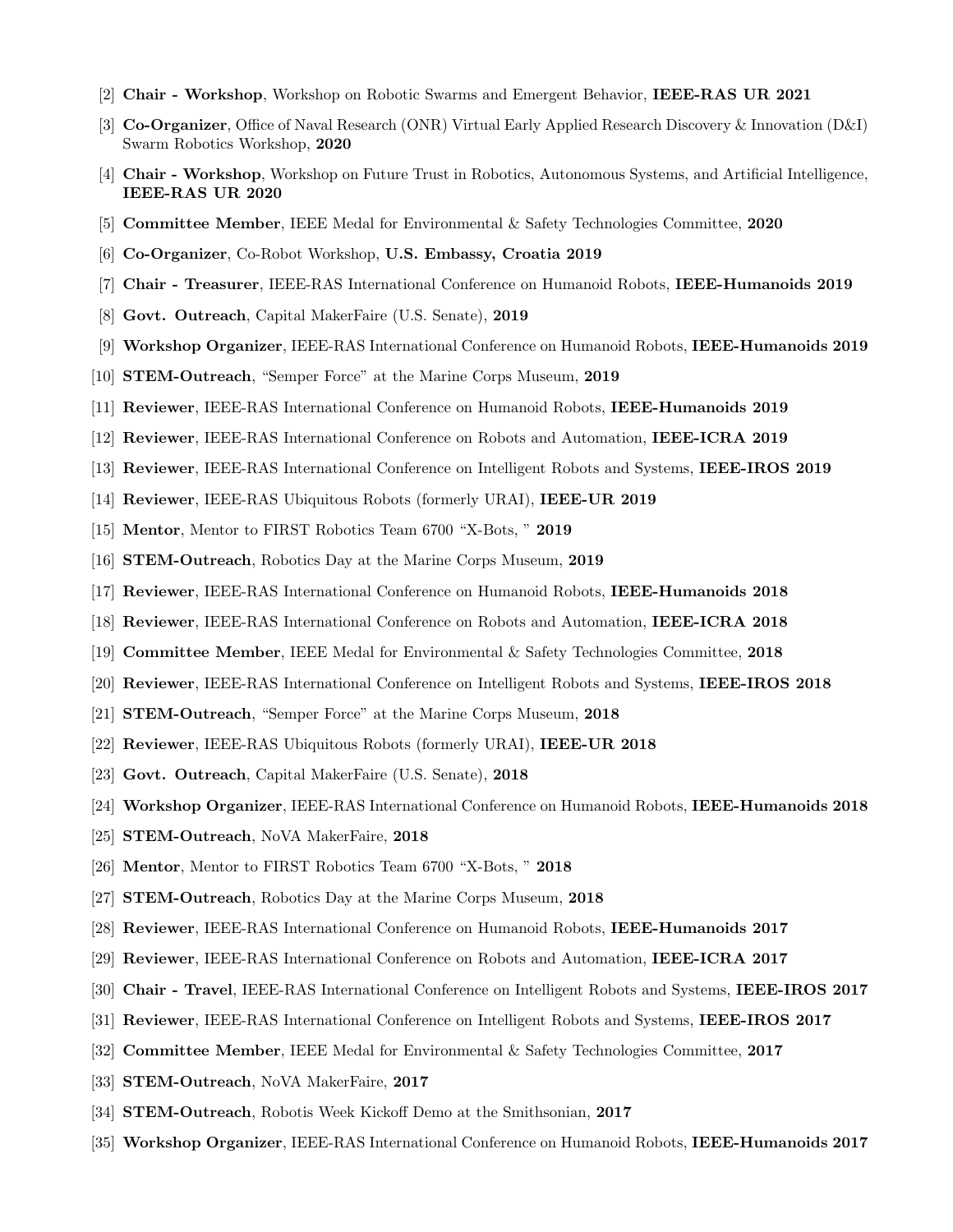[2] **Chair - Workshop**, Workshop on Robotic Swarms and Emergent Behavior, **IEEE-RAS UR 2021**

[3] **Co-Organizer**, Office of Naval Research (ONR) Virtual Early Applied Research Discovery & Innovation (D&I) Swarm Robotics Workshop, **2020**

[4] **Chair - Workshop**, Workshop on Future Trust in Robotics, Autonomous Systems, and Artificial Intelligence, **IEEE-RAS UR 2020**

[5] **Committee Member**, IEEE Medal for Environmental & Safety Technologies Committee, **2020**

[6] **Co-Organizer**, Co-Robot Workshop, **U.S. Embassy, Croatia 2019**

[7] **Chair - Treasurer**, IEEE-RAS International Conference on Humanoid Robots, **IEEE-Humanoids 2019**

[8] **Govt. Outreach**, Capital MakerFaire (U.S. Senate), **2019**

[9] **Workshop Organizer**, IEEE-RAS International Conference on Humanoid Robots, **IEEE-Humanoids 2019**

[10] **STEM-Outreach**, "Semper Force" at the Marine Corps Museum, **2019**

[11] **Reviewer**, IEEE-RAS International Conference on Humanoid Robots, **IEEE-Humanoids 2019**

[12] **Reviewer**, IEEE-RAS International Conference on Robots and Automation, **IEEE-ICRA 2019**

[13] **Reviewer**, IEEE-RAS International Conference on Intelligent Robots and Systems, **IEEE-IROS 2019**

[14] **Reviewer**, IEEE-RAS Ubiquitous Robots (formerly URAI), **IEEE-UR 2019**

[15] **Mentor**, Mentor to FIRST Robotics Team 6700 "X-Bots, " **2019**

[16] **STEM-Outreach**, Robotics Day at the Marine Corps Museum, **2019**

[17] **Reviewer**, IEEE-RAS International Conference on Humanoid Robots, **IEEE-Humanoids 2018**

[18] **Reviewer**, IEEE-RAS International Conference on Robots and Automation, **IEEE-ICRA 2018**

[19] **Committee Member**, IEEE Medal for Environmental & Safety Technologies Committee, **2018**

[20] **Reviewer**, IEEE-RAS International Conference on Intelligent Robots and Systems, **IEEE-IROS 2018**

[21] **STEM-Outreach**, "Semper Force" at the Marine Corps Museum, **2018**

[22] **Reviewer**, IEEE-RAS Ubiquitous Robots (formerly URAI), **IEEE-UR 2018**

[23] **Govt. Outreach**, Capital MakerFaire (U.S. Senate), **2018**

[24] **Workshop Organizer**, IEEE-RAS International Conference on Humanoid Robots, **IEEE-Humanoids 2018**

[25] **STEM-Outreach**, NoVA MakerFaire, **2018**

[26] **Mentor**, Mentor to FIRST Robotics Team 6700 "X-Bots, " **2018**

[27] **STEM-Outreach**, Robotics Day at the Marine Corps Museum, **2018**

[28] **Reviewer**, IEEE-RAS International Conference on Humanoid Robots, **IEEE-Humanoids 2017**

[29] **Reviewer**, IEEE-RAS International Conference on Robots and Automation, **IEEE-ICRA 2017**

[30] **Chair - Travel**, IEEE-RAS International Conference on Intelligent Robots and Systems, **IEEE-IROS 2017**

[31] **Reviewer**, IEEE-RAS International Conference on Intelligent Robots and Systems, **IEEE-IROS 2017**

[32] **Committee Member**, IEEE Medal for Environmental & Safety Technologies Committee, **2017**

[33] **STEM-Outreach**, NoVA MakerFaire, **2017**

[34] **STEM-Outreach**, Robotis Week Kickoff Demo at the Smithsonian, **2017**

[35] **Workshop Organizer**, IEEE-RAS International Conference on Humanoid Robots, **IEEE-Humanoids 2017**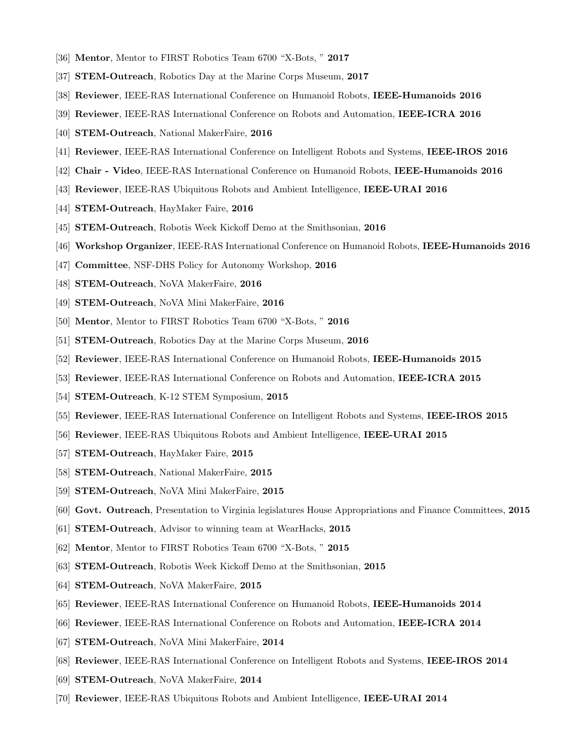[36] **Mentor**, Mentor to FIRST Robotics Team 6700 "X-Bots, " **2017**

[37] **STEM-Outreach**, Robotics Day at the Marine Corps Museum, **2017**

[38] **Reviewer**, IEEE-RAS International Conference on Humanoid Robots, **IEEE-Humanoids 2016**

[39] **Reviewer**, IEEE-RAS International Conference on Robots and Automation, **IEEE-ICRA 2016**

[40] **STEM-Outreach**, National MakerFaire, **2016**

[41] **Reviewer**, IEEE-RAS International Conference on Intelligent Robots and Systems, **IEEE-IROS 2016**

[42] **Chair - Video**, IEEE-RAS International Conference on Humanoid Robots, **IEEE-Humanoids 2016**

[43] **Reviewer**, IEEE-RAS Ubiquitous Robots and Ambient Intelligence, **IEEE-URAI 2016**

[44] **STEM-Outreach**, HayMaker Faire, **2016**

[45] **STEM-Outreach**, Robotis Week Kickoff Demo at the Smithsonian, **2016**

[46] **Workshop Organizer**, IEEE-RAS International Conference on Humanoid Robots, **IEEE-Humanoids 2016**

[47] **Committee**, NSF-DHS Policy for Autonomy Workshop, **2016**

[48] **STEM-Outreach**, NoVA MakerFaire, **2016**

[49] **STEM-Outreach**, NoVA Mini MakerFaire, **2016**

[50] **Mentor**, Mentor to FIRST Robotics Team 6700 "X-Bots, " **2016**

[51] **STEM-Outreach**, Robotics Day at the Marine Corps Museum, **2016**

[52] **Reviewer**, IEEE-RAS International Conference on Humanoid Robots, **IEEE-Humanoids 2015**

[53] **Reviewer**, IEEE-RAS International Conference on Robots and Automation, **IEEE-ICRA 2015**

[54] **STEM-Outreach**, K-12 STEM Symposium, **2015**

[55] **Reviewer**, IEEE-RAS International Conference on Intelligent Robots and Systems, **IEEE-IROS 2015**

[56] **Reviewer**, IEEE-RAS Ubiquitous Robots and Ambient Intelligence, **IEEE-URAI 2015**

[57] **STEM-Outreach**, HayMaker Faire, **2015**

[58] **STEM-Outreach**, National MakerFaire, **2015**

[59] **STEM-Outreach**, NoVA Mini MakerFaire, **2015**

[60] **Govt. Outreach**, Presentation to Virginia legislatures House Appropriations and Finance Committees, **2015**

[61] **STEM-Outreach**, Advisor to winning team at WearHacks, **2015**

[62] **Mentor**, Mentor to FIRST Robotics Team 6700 "X-Bots, " **2015**

[63] **STEM-Outreach**, Robotis Week Kickoff Demo at the Smithsonian, **2015**

[64] **STEM-Outreach**, NoVA MakerFaire, **2015**

[65] **Reviewer**, IEEE-RAS International Conference on Humanoid Robots, **IEEE-Humanoids 2014**

[66] **Reviewer**, IEEE-RAS International Conference on Robots and Automation, **IEEE-ICRA 2014**

[67] **STEM-Outreach**, NoVA Mini MakerFaire, **2014**

[68] **Reviewer**, IEEE-RAS International Conference on Intelligent Robots and Systems, **IEEE-IROS 2014**

[69] **STEM-Outreach**, NoVA MakerFaire, **2014**

[70] **Reviewer**, IEEE-RAS Ubiquitous Robots and Ambient Intelligence, **IEEE-URAI 2014**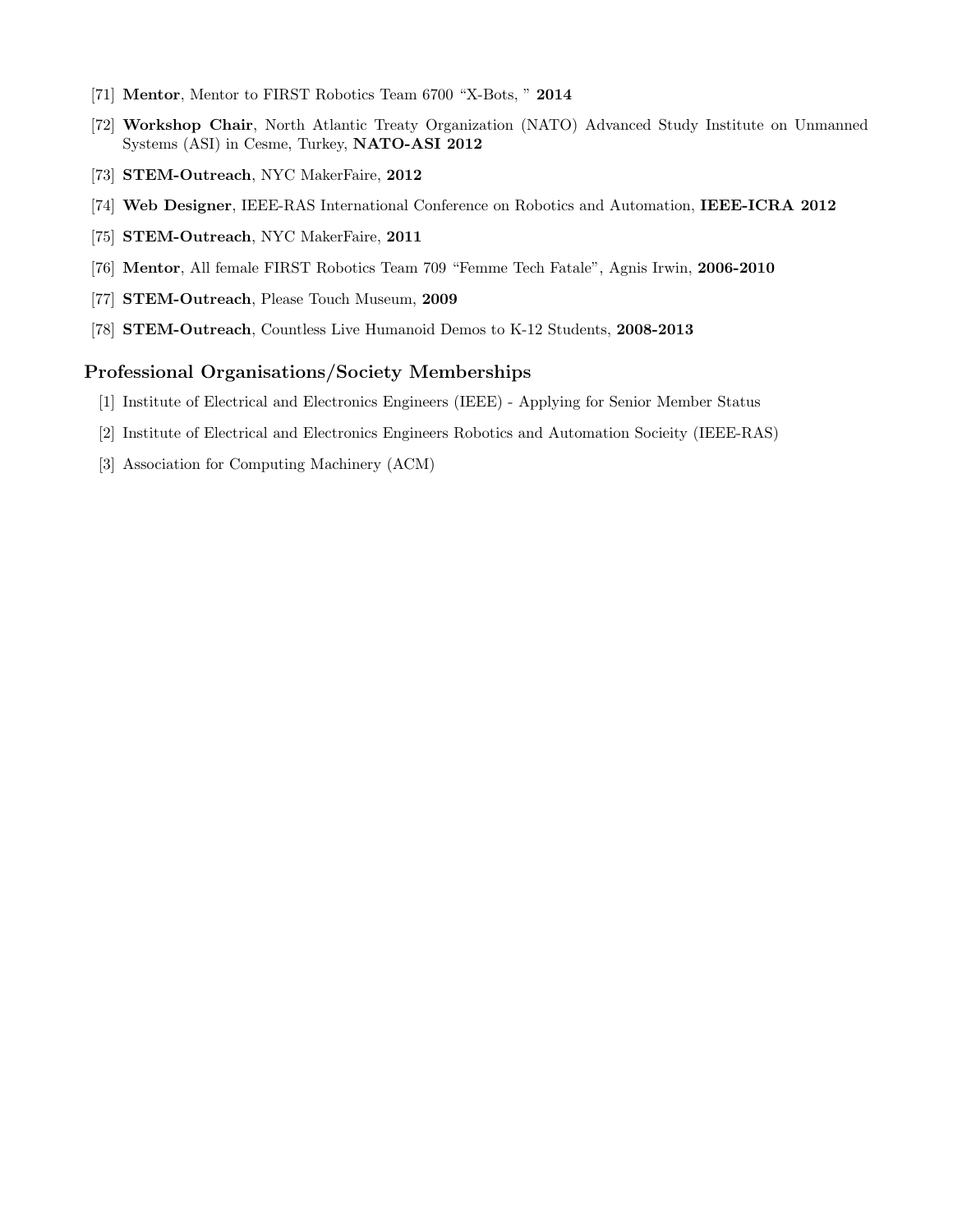[71] **Mentor**, Mentor to FIRST Robotics Team 6700 "X-Bots, " **2014**

[72] **Workshop Chair**, North Atlantic Treaty Organization (NATO) Advanced Study Institute on Unmanned Systems (ASI) in Cesme, Turkey, **NATO-ASI 2012**

[73] **STEM-Outreach**, NYC MakerFaire, **2012**

[74] **Web Designer**, IEEE-RAS International Conference on Robotics and Automation, **IEEE-ICRA 2012**

[75] **STEM-Outreach**, NYC MakerFaire, **2011**

[76] **Mentor**, All female FIRST Robotics Team 709 "Femme Tech Fatale", Agnis Irwin, **2006-2010**

[77] **STEM-Outreach**, Please Touch Museum, **2009**

[78] **STEM-Outreach**, Countless Live Humanoid Demos to K-12 Students, **2008-2013**

## Professional Organisations/Society Memberships

[1] Institute of Electrical and Electronics Engineers (IEEE) - Applying for Senior Member Status

[2] Institute of Electrical and Electronics Engineers Robotics and Automation Socieity (IEEE-RAS)

[3] Association for Computing Machinery (ACM)